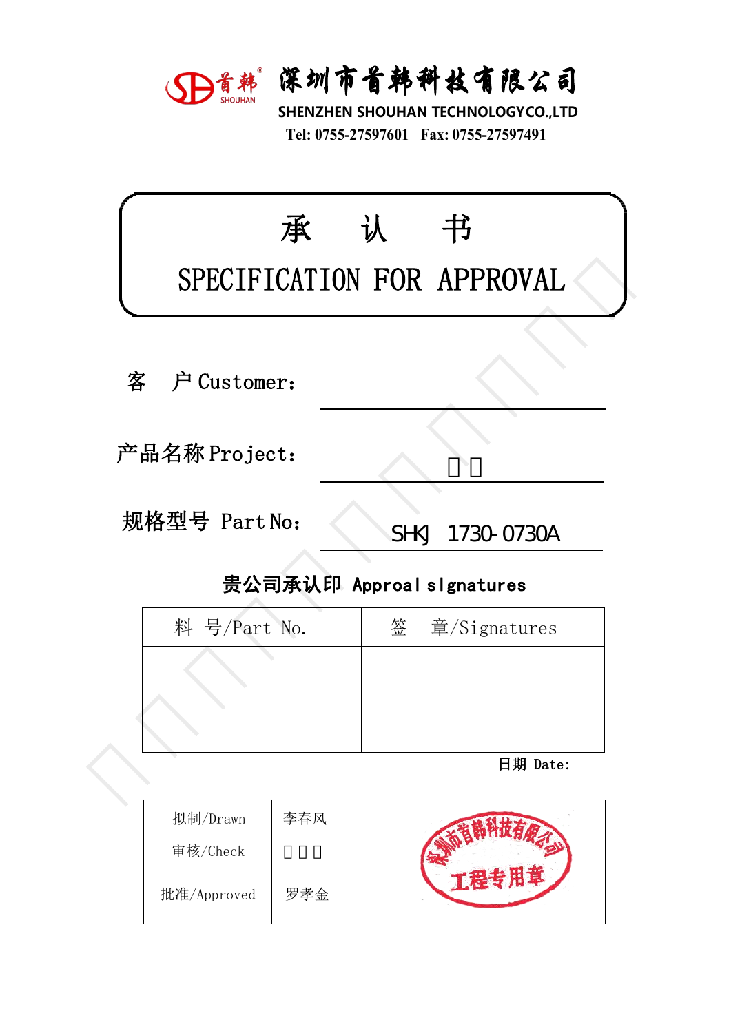深圳市首韩科技有限公司

SHENZHEN SHOUHAN TECHNOLOGY CO.,LTD

Tel: 0755-27597601　Fax: 0755-27597491

# 承　认　书

# SPECIFICATION FOR APPROVAL

客　户 Customer:

产品名称 Project:

规格型号 Part No: SHKJ　1730-0730A

**贵公司承认印 Approal sIgnatures**

| 料　号/Part No. | 签　章/Signatures |
| --- | --- |
| | |

日期 Date:

| 拟制/Drawn | 李春风 | |
| --- | --- | --- |
| 审核/Check | | |
| 批准/Approved | 罗孝金 | |

深圳市首韩科技有限公司 工程专用章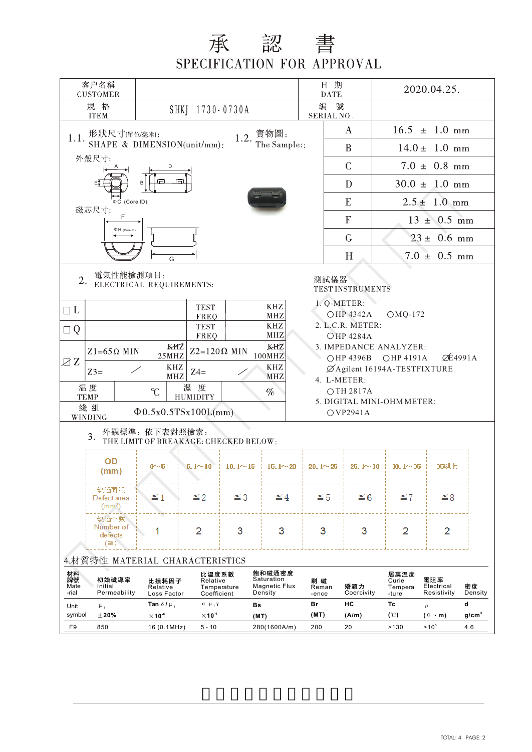# 承　認　書

## SPECIFICATION FOR APPROVAL

| 客户名稱 CUSTOMER | | 日　期 DATE | 2020.04.25. |
|---|---|---|---|
| 規　格 ITEM | SHKJ 1730-0730A | 編　號 SERIAL NO. | |

**1.1.** 形狀尺寸(單位/毫米)：SHAPE & DIMENSION(unit/mm):

**1.2.** 實物圖：The Sample::

外殼尺寸:

A, D, E, B, ΦC (Core ID)

磁芯尺寸:

F, ΦH (Core ID), G

| | |
|---|---|
| A | 16.5 ± 1.0 mm |
| B | 14.0 ± 1.0 mm |
| C | 7.0 ± 0.8 mm |
| D | 30.0 ± 1.0 mm |
| E | 2.5 ± 1.0 mm |
| F | 13 ± 0.5 mm |
| G | 23 ± 0.6 mm |
| H | 7.0 ± 0.5 mm |

**2.** 電氣性能檢測項目：ELECTRICAL REQUIREMENTS:

| | | | |
|---|---|---|---|
| □L | | TEST FREQ | KHZ MHZ |
| □Q | | TEST FREQ | KHZ MHZ |
| ☑Z | Z1=65Ω MIN (~~KHZ~~ 25MHZ) | Z2=120Ω MIN | ~~KHZ~~ 100MHZ |
| | Z3= ／ KHZ MHZ | Z4= ／ | KHZ MHZ |
| 温度 TEMP | ℃ | 濕度 HUMIDITY | % |
| 綫組 WINDING | Φ0.5x0.5TSx100L(mm) | | |

測試儀器 TEST INSTRUMENTS

1. Q-METER:
   ○HP 4342A　○MQ-172
2. L.C.R. METER:
   ○HP 4284A
3. IMPEDANCE ANALYZER:
   ○HP 4396B　○HP 4191A　⌀E4991A
   ⌀Agilent 16194A-TESTFIXTURE
4. L-METER:
   ○TH 2817A
5. DIGITAL MINI-OHM METER:
   ○VP2941A

**3.** 外觀標準：依下表對照檢索：THE LIMIT OF BREAKAGE: CHECKED BELOW:

| OD (mm) | 0~5 | 5.1~10 | 10.1~15 | 15.1~20 | 20.1~25 | 25.1~30 | 30.1~35 | 35以上 |
|---|---|---|---|---|---|---|---|---|
| 缺陷面积 Defect area (mm²) | ≦1 | ≦2 | ≦3 | ≦4 | ≦5 | ≦6 | ≦7 | ≦8 |
| 缺陷个数 Number of defects (≦) | 1 | 2 | 3 | 3 | 3 | 3 | 2 | 2 |

**4.** 材質特性 MATERIAL CHARACTERISTICS

| 材料牌號 Mate-rial | 初始磁導率 Initial Permeability | 比損耗因子 Relative Loss Factor | 比溫度系數 Relative Temperature Coefficient | 飽和磁通密度 Saturation Magnetic Flux Density | 剩磁 Reman-ence | 矯頑力 Coercivity | 居裏溫度 Curie Tempera-ture | 電阻率 Electrical Resistivity | 密度 Density |
|---|---|---|---|---|---|---|---|---|---|
| Unit symbol | $\mu_i$ ±20% | Tan δ/$\mu_i$ $\times 10^{-6}$ | $\alpha\mu_i$Y $\times 10^{-6}$ | Bs (MT) | Br (MT) | HC (A/m) | Tc (℃) | ρ (Ω·m) | d g/cm³ |
| F9 | 850 | 16 (0.1MHz) | 5 - 10 | 280(1600A/m) | 200 | 20 | >130 | $>10^5$ | 4.6 |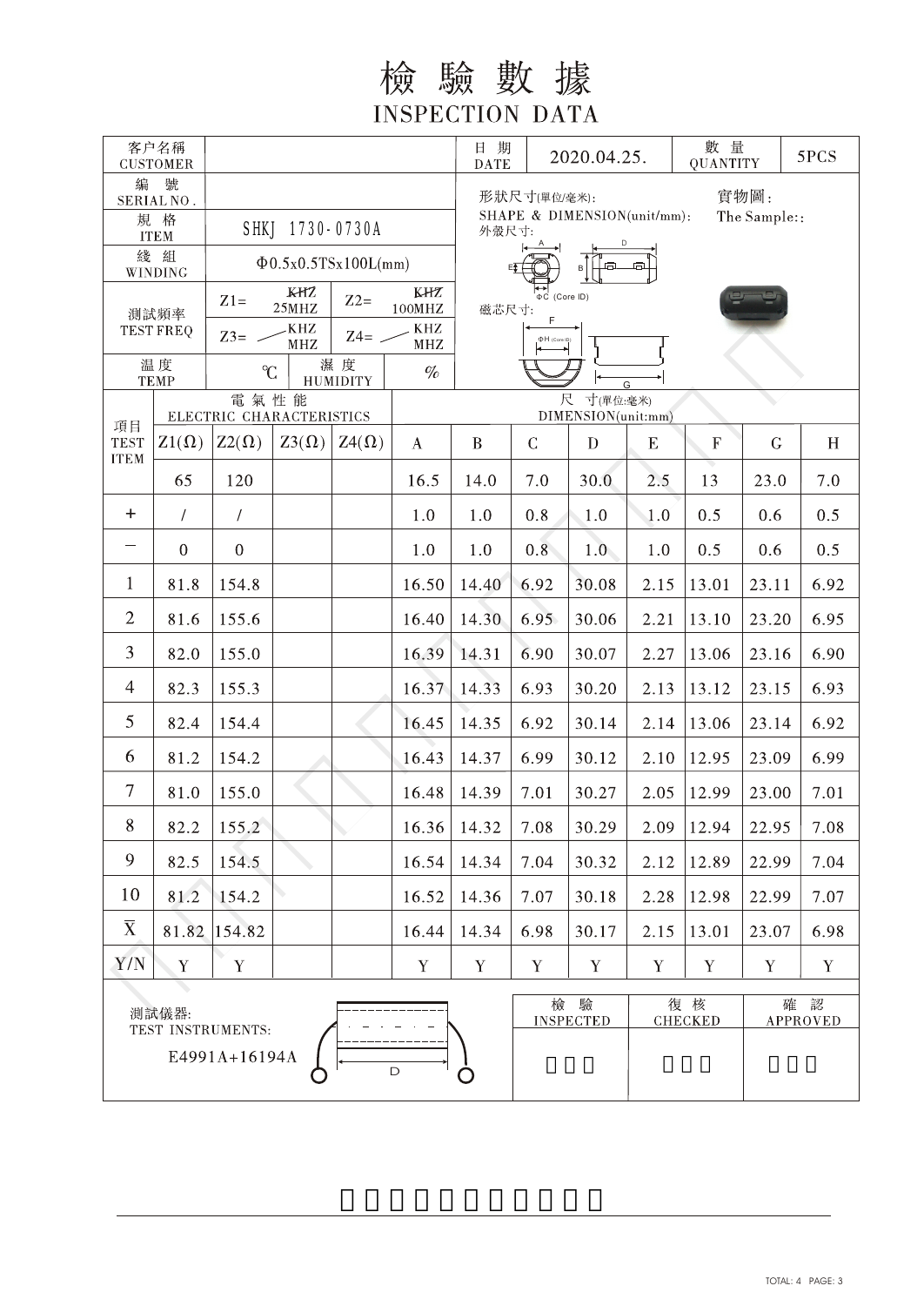# 檢驗數據

## INSPECTION DATA

| 客户名稱 CUSTOMER | | 日期 DATE | 2020.04.25. | 數量 QUANTITY | 5PCS |
|---|---|---|---|---|---|
| 編號 SERIAL NO. | | | | | |
| 規格 ITEM | SHKJ 1730-0730A | | | | |
| 綫組 WINDING | Φ0.5x0.5TSx100L(mm) | | | | |
| 測試頻率 TEST FREQ | Z1= 25MHZ; Z2= 100MHZ; Z3= KHZ/MHZ; Z4= KHZ/MHZ | | | | |
| 溫度 TEMP | ℃ | 濕度 HUMIDITY | % | | |

形狀尺寸(單位/毫米): SHAPE & DIMENSION(unit/mm):
外殼尺寸: A, B, D, E, ΦC (Core ID)
磁芯尺寸: F, ΦH (Core ID), G
實物圖: The Sample::

| 項目 TEST ITEM | 電氣性能 ELECTRIC CHARACTERISTICS | | | | 尺寸(單位:毫米) DIMENSION(unit:mm) | | | | | | | |
|---|---|---|---|---|---|---|---|---|---|---|---|---|
| | Z1(Ω) | Z2(Ω) | Z3(Ω) | Z4(Ω) | A | B | C | D | E | F | G | H |
| | 65 | 120 | | | 16.5 | 14.0 | 7.0 | 30.0 | 2.5 | 13 | 23.0 | 7.0 |
| + | / | / | | | 1.0 | 1.0 | 0.8 | 1.0 | 1.0 | 0.5 | 0.6 | 0.5 |
| − | 0 | 0 | | | 1.0 | 1.0 | 0.8 | 1.0 | 1.0 | 0.5 | 0.6 | 0.5 |
| 1 | 81.8 | 154.8 | | | 16.50 | 14.40 | 6.92 | 30.08 | 2.15 | 13.01 | 23.11 | 6.92 |
| 2 | 81.6 | 155.6 | | | 16.40 | 14.30 | 6.95 | 30.06 | 2.21 | 13.10 | 23.20 | 6.95 |
| 3 | 82.0 | 155.0 | | | 16.39 | 14.31 | 6.90 | 30.07 | 2.27 | 13.06 | 23.16 | 6.90 |
| 4 | 82.3 | 155.3 | | | 16.37 | 14.33 | 6.93 | 30.20 | 2.13 | 13.12 | 23.15 | 6.93 |
| 5 | 82.4 | 154.4 | | | 16.45 | 14.35 | 6.92 | 30.14 | 2.14 | 13.06 | 23.14 | 6.92 |
| 6 | 81.2 | 154.2 | | | 16.43 | 14.37 | 6.99 | 30.12 | 2.10 | 12.95 | 23.09 | 6.99 |
| 7 | 81.0 | 155.0 | | | 16.48 | 14.39 | 7.01 | 30.27 | 2.05 | 12.99 | 23.00 | 7.01 |
| 8 | 82.2 | 155.2 | | | 16.36 | 14.32 | 7.08 | 30.29 | 2.09 | 12.94 | 22.95 | 7.08 |
| 9 | 82.5 | 154.5 | | | 16.54 | 14.34 | 7.04 | 30.32 | 2.12 | 12.89 | 22.99 | 7.04 |
| 10 | 81.2 | 154.2 | | | 16.52 | 14.36 | 7.07 | 30.18 | 2.28 | 12.98 | 22.99 | 7.07 |
| $\overline{X}$ | 81.82 | 154.82 | | | 16.44 | 14.34 | 6.98 | 30.17 | 2.15 | 13.01 | 23.07 | 6.98 |
| Y/N | Y | Y | | | Y | Y | Y | Y | Y | Y | Y | Y |

測試儀器: TEST INSTRUMENTS: E4991A+16194A

| 檢驗 INSPECTED | 復核 CHECKED | 確認 APPROVED |
|---|---|---|
| | | |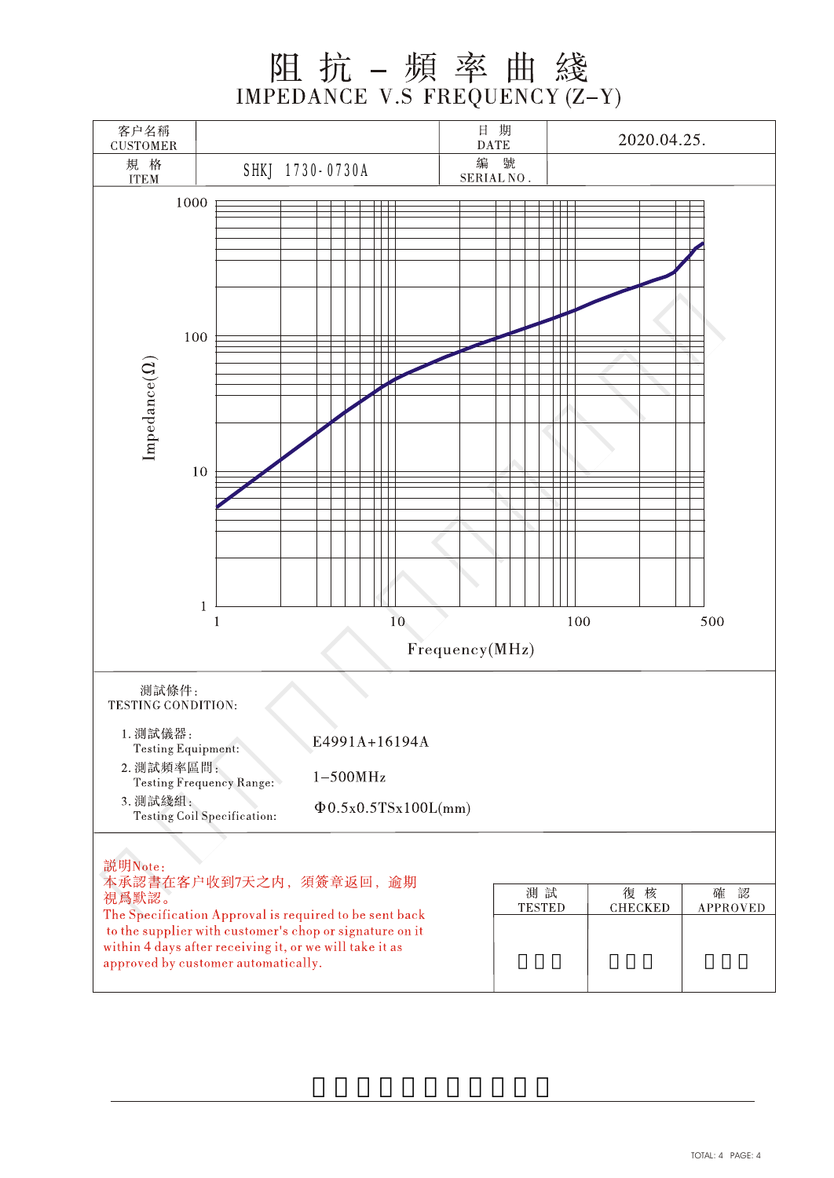# 阻抗－頻率曲綫

# IMPEDANCE V.S FREQUENCY (Z–Y)

| | | | |
|---|---|---|---|
| 客户名稱 CUSTOMER | | 日 期 DATE | 2020.04.25. |
| 規 格 ITEM | SHKJ 1730-0730A | 編 號 SERIAL NO . | |

1000

100

10

1

Impedance(Ω)

1

10

100

500

Frequency(MHz)

測試條件:
TESTING CONDITION:

1. 測試儀器: Testing Equipment: E4991A+16194A
2. 測試頻率區間: Testing Frequency Range: 1–500MHz
3. 測試綫組: Testing Coil Specification: Φ0.5x0.5TSx100L(mm)

說明Note:
本承認書在客户收到7天之内，須簽章返回，逾期視爲默認。
The Specification Approval is required to be sent back to the supplier with customer's chop or signature on it within 4 days after receiving it, or we will take it as approved by customer automatically.

| 測 試 TESTED | 復 核 CHECKED | 確 認 APPROVED |
|---|---|---|
| | | |